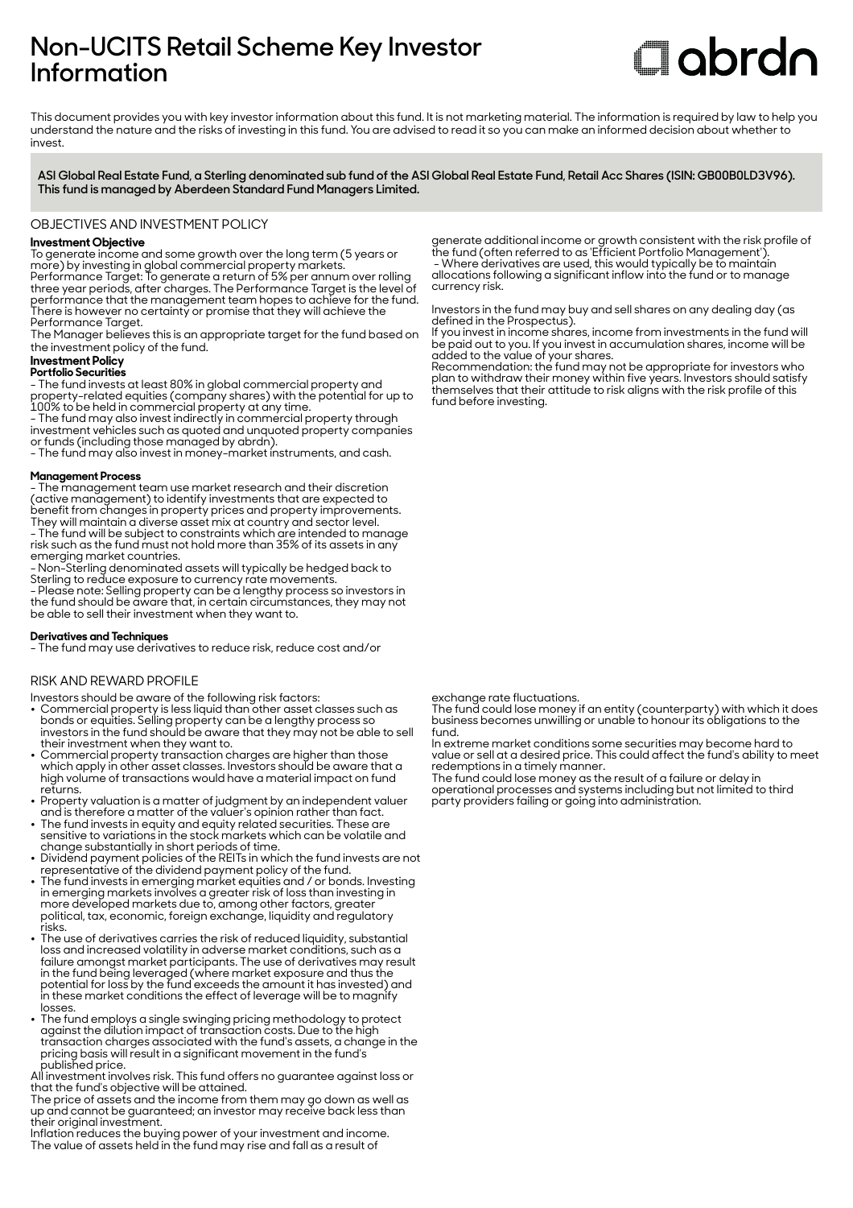# Non-UCITS Retail Scheme Key Investor Information

abrdn

This document provides you with key investor information about this fund. It is not marketing material. The information is required by law to help you understand the nature and the risks of investing in this fund. You are advised to read it so you can make an informed decision about whether to invest.

**ASI Global Real Estate Fund, a Sterling denominated sub fund of the ASI Global Real Estate Fund, Retail Acc Shares (ISIN: GB00B0LD3V96). This fund is managed by Aberdeen Standard Fund Managers Limited.**

## OBJECTIVES AND INVESTMENT POLICY

**Investment Objective**

To generate income and some growth over the long term (5 years or more) by investing in global commercial property markets.

Performance Target: To generate a return of 5% per annum over rolling three year periods, after charges. The Performance Target is the level of performance that the management team hopes to achieve for the fund. There is however no certainty or promise that they will achieve the Performance Target.

The Manager believes this is an appropriate target for the fund based on the investment policy of the fund.

**Investment Policy**

**Portfolio Securities**

- The fund invests at least 80% in global commercial property and property-related equities (company shares) with the potential for up to 100% to be held in commercial property at any time.
- The fund may also invest indirectly in commercial property through investment vehicles such as quoted and unquoted property companies or funds (including those managed by abrdn).
- The fund may also invest in money-market instruments, and cash.

**Management Process**

- The management team use market research and their discretion (active management) to identify investments that are expected to benefit from changes in property prices and property improvements. They will maintain a diverse asset mix at country and sector level.
- The fund will be subject to constraints which are intended to manage risk such as the fund must not hold more than 35% of its assets in any emerging market countries.
- Non-Sterling denominated assets will typically be hedged back to Sterling to reduce exposure to currency rate movements.
- Please note: Selling property can be a lengthy process so investors in the fund should be aware that, in certain circumstances, they may not be able to sell their investment when they want to.

**Derivatives and Techniques**

- The fund may use derivatives to reduce risk, reduce cost and/or generate additional income or growth consistent with the risk profile of the fund (often referred to as 'Efficient Portfolio Management').
- Where derivatives are used, this would typically be to maintain allocations following a significant inflow into the fund or to manage currency risk.

Investors in the fund may buy and sell shares on any dealing day (as defined in the Prospectus).

If you invest in income shares, income from investments in the fund will be paid out to you. If you invest in accumulation shares, income will be added to the value of your shares.

Recommendation: the fund may not be appropriate for investors who plan to withdraw their money within five years. Investors should satisfy themselves that their attitude to risk aligns with the risk profile of this fund before investing.

## RISK AND REWARD PROFILE

Investors should be aware of the following risk factors:

- Commercial property is less liquid than other asset classes such as bonds or equities. Selling property can be a lengthy process so investors in the fund should be aware that they may not be able to sell their investment when they want to.
- Commercial property transaction charges are higher than those which apply in other asset classes. Investors should be aware that a high volume of transactions would have a material impact on fund returns.
- Property valuation is a matter of judgment by an independent valuer and is therefore a matter of the valuer's opinion rather than fact.
- The fund invests in equity and equity related securities. These are sensitive to variations in the stock markets which can be volatile and change substantially in short periods of time.
- Dividend payment policies of the REITs in which the fund invests are not representative of the dividend payment policy of the fund.
- The fund invests in emerging market equities and / or bonds. Investing in emerging markets involves a greater risk of loss than investing in more developed markets due to, among other factors, greater political, tax, economic, foreign exchange, liquidity and regulatory risks.
- The use of derivatives carries the risk of reduced liquidity, substantial loss and increased volatility in adverse market conditions, such as a failure amongst market participants. The use of derivatives may result in the fund being leveraged (where market exposure and thus the potential for loss by the fund exceeds the amount it has invested) and in these market conditions the effect of leverage will be to magnify losses.
- The fund employs a single swinging pricing methodology to protect against the dilution impact of transaction costs. Due to the high transaction charges associated with the fund's assets, a change in the pricing basis will result in a significant movement in the fund's published price.

All investment involves risk. This fund offers no guarantee against loss or that the fund's objective will be attained.

The price of assets and the income from them may go down as well as up and cannot be guaranteed; an investor may receive back less than their original investment.

Inflation reduces the buying power of your investment and income.

The value of assets held in the fund may rise and fall as a result of exchange rate fluctuations.

The fund could lose money if an entity (counterparty) with which it does business becomes unwilling or unable to honour its obligations to the fund.

In extreme market conditions some securities may become hard to value or sell at a desired price. This could affect the fund's ability to meet redemptions in a timely manner.

The fund could lose money as the result of a failure or delay in operational processes and systems including but not limited to third party providers failing or going into administration.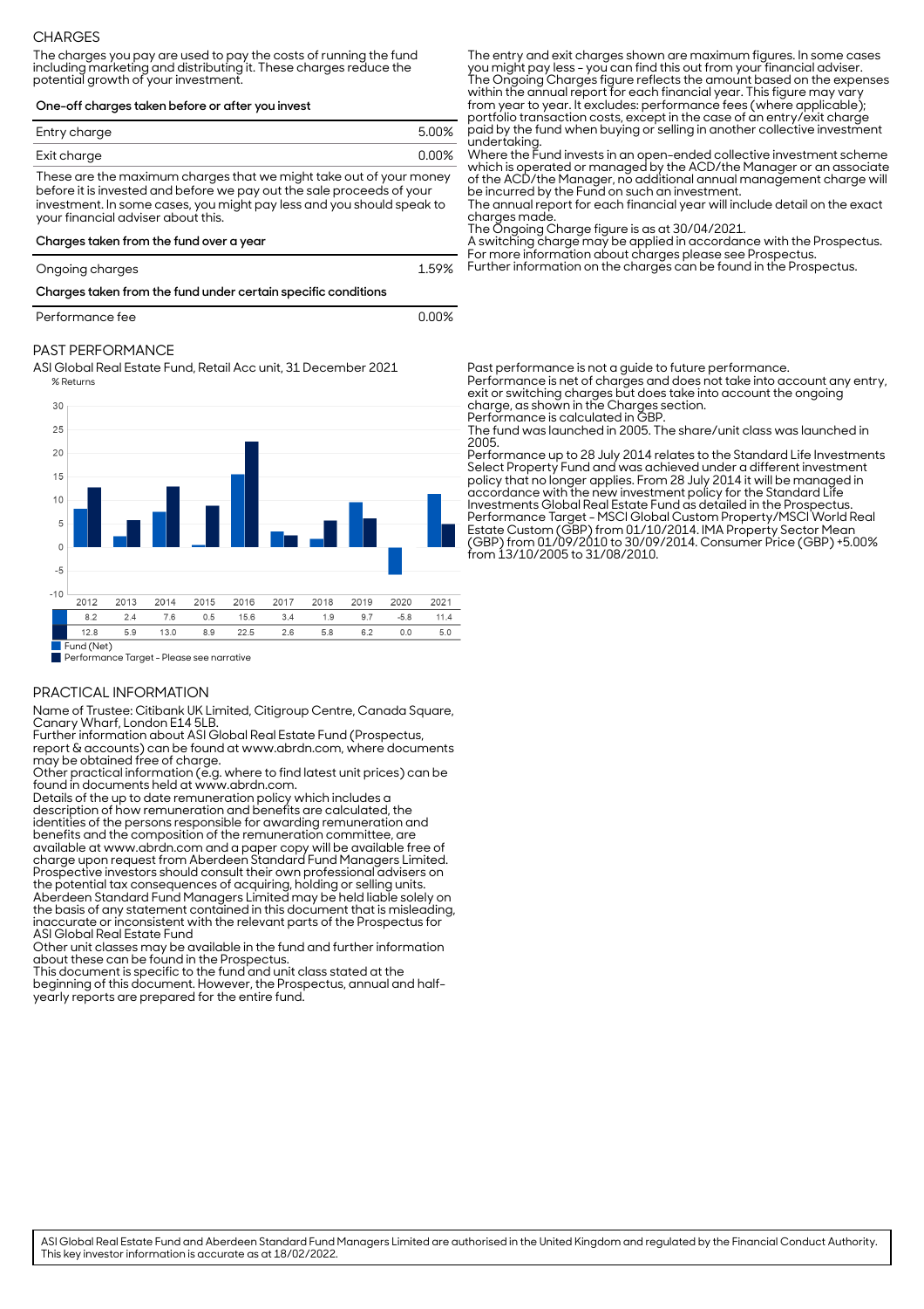## CHARGES

The charges you pay are used to pay the costs of running the fund including marketing and distributing it. These charges reduce the potential growth of your investment.

| One-off charges taken before or after you invest | |
|---|---|
| Entry charge | 5.00% |
| Exit charge | 0.00% |

These are the maximum charges that we might take out of your money before it is invested and before we pay out the sale proceeds of your investment. In some cases, you might pay less and you should speak to your financial adviser about this.

| Charges taken from the fund over a year | |
|---|---|
| Ongoing charges | 1.59% |

| Charges taken from the fund under certain specific conditions | |
|---|---|
| Performance fee | 0.00% |

The entry and exit charges shown are maximum figures. In some cases you might pay less - you can find this out from your financial adviser.
The Ongoing Charges figure reflects the amount based on the expenses within the annual report for each financial year. This figure may vary from year to year. It excludes: performance fees (where applicable); portfolio transaction costs, except in the case of an entry/exit charge paid by the fund when buying or selling in another collective investment undertaking.
Where the Fund invests in an open-ended collective investment scheme which is operated or managed by the ACD/the Manager or an associate of the ACD/the Manager, no additional annual management charge will be incurred by the Fund on such an investment.
The annual report for each financial year will include detail on the exact charges made.
The Ongoing Charge figure is as at 30/04/2021.
A switching charge may be applied in accordance with the Prospectus.
For more information about charges please see Prospectus.
Further information on the charges can be found in the Prospectus.

## PAST PERFORMANCE

ASI Global Real Estate Fund, Retail Acc unit, 31 December 2021

% Returns

30
25
20
15
10
5
0
-5
-10

2012 2013 2014 2015 2016 2017 2018 2019 2020 2021

8.2 2.4 7.6 0.5 15.6 3.4 1.9 9.7 -5.8 11.4

12.8 5.9 13.0 8.9 22.5 2.6 5.8 6.2 0.0 5.0

Fund (Net)

Performance Target - Please see narrative

Past performance is not a guide to future performance.
Performance is net of charges and does not take into account any entry, exit or switching charges but does take into account the ongoing charge, as shown in the Charges section.
Performance is calculated in GBP.
The fund was launched in 2005. The share/unit class was launched in 2005.
Performance up to 28 July 2014 relates to the Standard Life Investments Select Property Fund and was achieved under a different investment policy that no longer applies. From 28 July 2014 it will be managed in accordance with the new investment policy for the Standard Life Investments Global Real Estate Fund as detailed in the Prospectus.
Performance Target - MSCI Global Custom Property/MSCI World Real Estate Custom (GBP) from 01/10/2014. IMA Property Sector Mean (GBP) from 01/09/2010 to 30/09/2014. Consumer Price (GBP) +5.00% from 13/10/2005 to 31/08/2010.

## PRACTICAL INFORMATION

Name of Trustee: Citibank UK Limited, Citigroup Centre, Canada Square, Canary Wharf, London E14 5LB.
Further information about ASI Global Real Estate Fund (Prospectus, report & accounts) can be found at www.abrdn.com, where documents may be obtained free of charge.
Other practical information (e.g. where to find latest unit prices) can be found in documents held at www.abrdn.com.
Details of the up to date remuneration policy which includes a description of how remuneration and benefits are calculated, the identities of the persons responsible for awarding remuneration and benefits and the composition of the remuneration committee, are available at www.abrdn.com and a paper copy will be available free of charge upon request from Aberdeen Standard Fund Managers Limited.
Prospective investors should consult their own professional advisers on the potential tax consequences of acquiring, holding or selling units.
Aberdeen Standard Fund Managers Limited may be held liable solely on the basis of any statement contained in this document that is misleading, inaccurate or inconsistent with the relevant parts of the Prospectus for ASI Global Real Estate Fund
Other unit classes may be available in the fund and further information about these can be found in the Prospectus.
This document is specific to the fund and unit class stated at the beginning of this document. However, the Prospectus, annual and half-yearly reports are prepared for the entire fund.

ASI Global Real Estate Fund and Aberdeen Standard Fund Managers Limited are authorised in the United Kingdom and regulated by the Financial Conduct Authority.
This key investor information is accurate as at 18/02/2022.